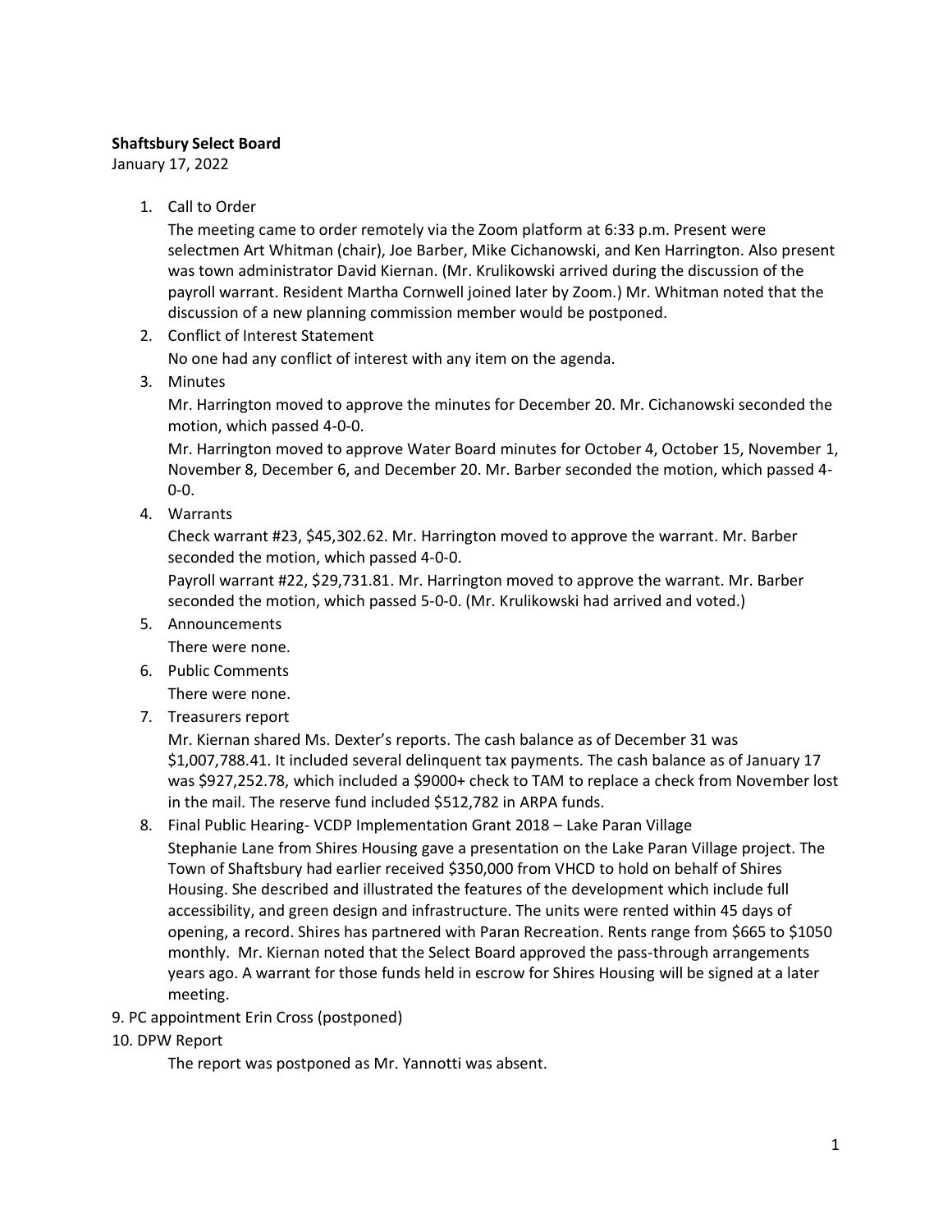**Shaftsbury Select Board**
January 17, 2022

1. Call to Order
   The meeting came to order remotely via the Zoom platform at 6:33 p.m. Present were selectmen Art Whitman (chair), Joe Barber, Mike Cichanowski, and Ken Harrington. Also present was town administrator David Kiernan. (Mr. Krulikowski arrived during the discussion of the payroll warrant. Resident Martha Cornwell joined later by Zoom.) Mr. Whitman noted that the discussion of a new planning commission member would be postponed.
2. Conflict of Interest Statement
   No one had any conflict of interest with any item on the agenda.
3. Minutes
   Mr. Harrington moved to approve the minutes for December 20. Mr. Cichanowski seconded the motion, which passed 4-0-0.
   Mr. Harrington moved to approve Water Board minutes for October 4, October 15, November 1, November 8, December 6, and December 20. Mr. Barber seconded the motion, which passed 4-0-0.
4. Warrants
   Check warrant #23, $45,302.62. Mr. Harrington moved to approve the warrant. Mr. Barber seconded the motion, which passed 4-0-0.
   Payroll warrant #22, $29,731.81. Mr. Harrington moved to approve the warrant. Mr. Barber seconded the motion, which passed 5-0-0. (Mr. Krulikowski had arrived and voted.)
5. Announcements
   There were none.
6. Public Comments
   There were none.
7. Treasurers report
   Mr. Kiernan shared Ms. Dexter's reports. The cash balance as of December 31 was $1,007,788.41. It included several delinquent tax payments. The cash balance as of January 17 was $927,252.78, which included a $9000+ check to TAM to replace a check from November lost in the mail. The reserve fund included $512,782 in ARPA funds.
8. Final Public Hearing- VCDP Implementation Grant 2018 – Lake Paran Village
   Stephanie Lane from Shires Housing gave a presentation on the Lake Paran Village project. The Town of Shaftsbury had earlier received $350,000 from VHCD to hold on behalf of Shires Housing. She described and illustrated the features of the development which include full accessibility, and green design and infrastructure. The units were rented within 45 days of opening, a record. Shires has partnered with Paran Recreation. Rents range from $665 to $1050 monthly. Mr. Kiernan noted that the Select Board approved the pass-through arrangements years ago. A warrant for those funds held in escrow for Shires Housing will be signed at a later meeting.

9. PC appointment Erin Cross (postponed)

10. DPW Report
    The report was postponed as Mr. Yannotti was absent.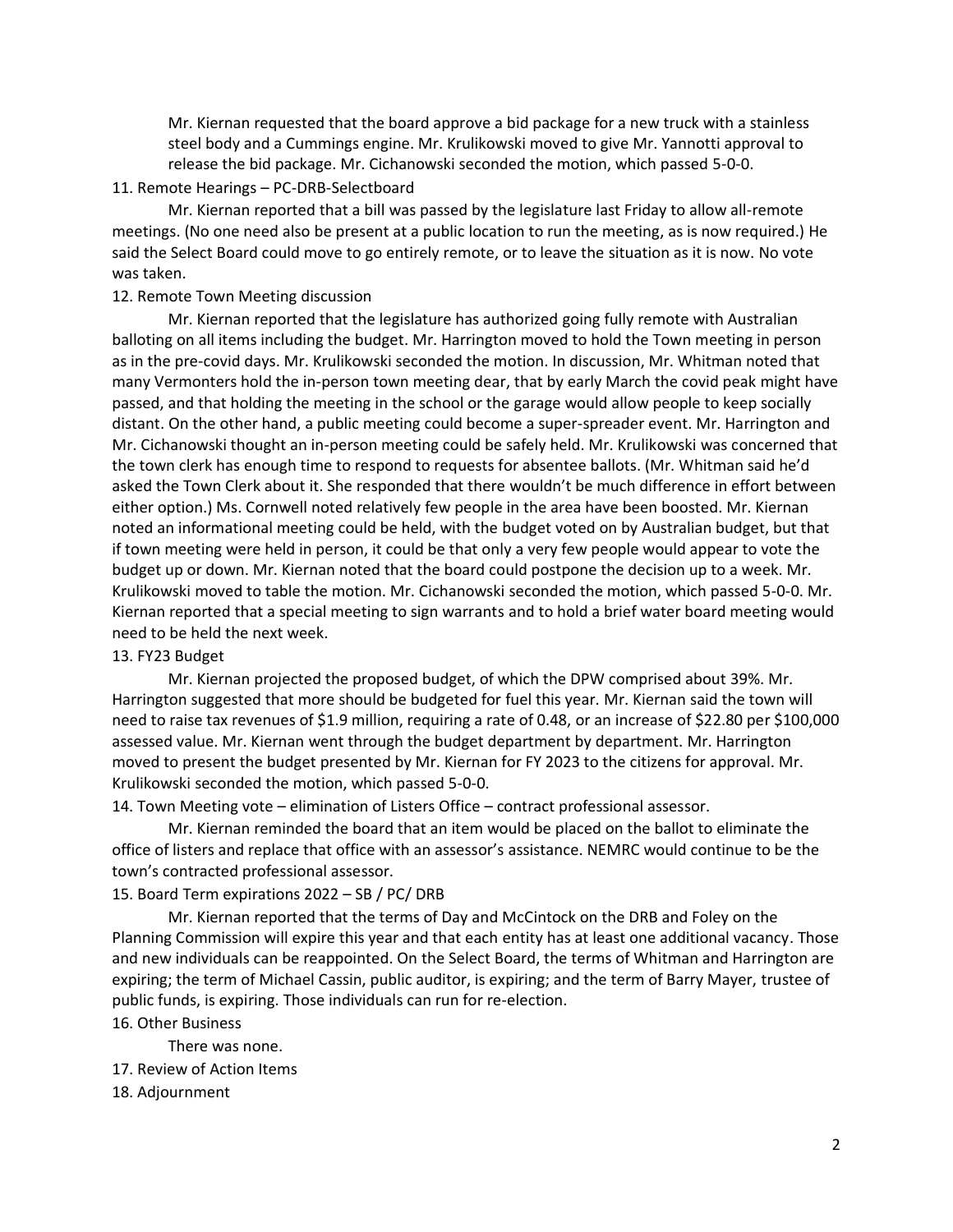Mr. Kiernan requested that the board approve a bid package for a new truck with a stainless steel body and a Cummings engine. Mr. Krulikowski moved to give Mr. Yannotti approval to release the bid package. Mr. Cichanowski seconded the motion, which passed 5-0-0.

11. Remote Hearings – PC-DRB-Selectboard

Mr. Kiernan reported that a bill was passed by the legislature last Friday to allow all-remote meetings. (No one need also be present at a public location to run the meeting, as is now required.) He said the Select Board could move to go entirely remote, or to leave the situation as it is now. No vote was taken.

12. Remote Town Meeting discussion

Mr. Kiernan reported that the legislature has authorized going fully remote with Australian balloting on all items including the budget. Mr. Harrington moved to hold the Town meeting in person as in the pre-covid days. Mr. Krulikowski seconded the motion. In discussion, Mr. Whitman noted that many Vermonters hold the in-person town meeting dear, that by early March the covid peak might have passed, and that holding the meeting in the school or the garage would allow people to keep socially distant. On the other hand, a public meeting could become a super-spreader event. Mr. Harrington and Mr. Cichanowski thought an in-person meeting could be safely held. Mr. Krulikowski was concerned that the town clerk has enough time to respond to requests for absentee ballots. (Mr. Whitman said he'd asked the Town Clerk about it. She responded that there wouldn't be much difference in effort between either option.) Ms. Cornwell noted relatively few people in the area have been boosted. Mr. Kiernan noted an informational meeting could be held, with the budget voted on by Australian budget, but that if town meeting were held in person, it could be that only a very few people would appear to vote the budget up or down. Mr. Kiernan noted that the board could postpone the decision up to a week. Mr. Krulikowski moved to table the motion. Mr. Cichanowski seconded the motion, which passed 5-0-0. Mr. Kiernan reported that a special meeting to sign warrants and to hold a brief water board meeting would need to be held the next week.

13. FY23 Budget

Mr. Kiernan projected the proposed budget, of which the DPW comprised about 39%. Mr. Harrington suggested that more should be budgeted for fuel this year. Mr. Kiernan said the town will need to raise tax revenues of $1.9 million, requiring a rate of 0.48, or an increase of $22.80 per $100,000 assessed value. Mr. Kiernan went through the budget department by department. Mr. Harrington moved to present the budget presented by Mr. Kiernan for FY 2023 to the citizens for approval. Mr. Krulikowski seconded the motion, which passed 5-0-0.

14. Town Meeting vote – elimination of Listers Office – contract professional assessor.

Mr. Kiernan reminded the board that an item would be placed on the ballot to eliminate the office of listers and replace that office with an assessor's assistance. NEMRC would continue to be the town's contracted professional assessor.

15. Board Term expirations 2022 – SB / PC/ DRB

Mr. Kiernan reported that the terms of Day and McCintock on the DRB and Foley on the Planning Commission will expire this year and that each entity has at least one additional vacancy. Those and new individuals can be reappointed. On the Select Board, the terms of Whitman and Harrington are expiring; the term of Michael Cassin, public auditor, is expiring; and the term of Barry Mayer, trustee of public funds, is expiring. Those individuals can run for re-election.

16. Other Business

There was none.

17. Review of Action Items

18. Adjournment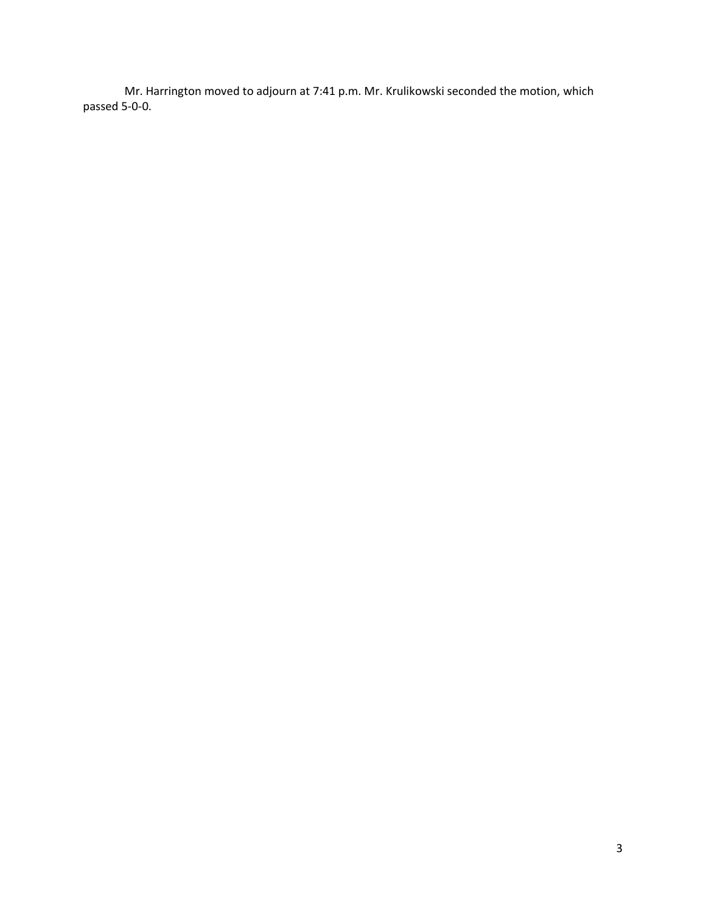Mr. Harrington moved to adjourn at 7:41 p.m. Mr. Krulikowski seconded the motion, which passed 5-0-0.